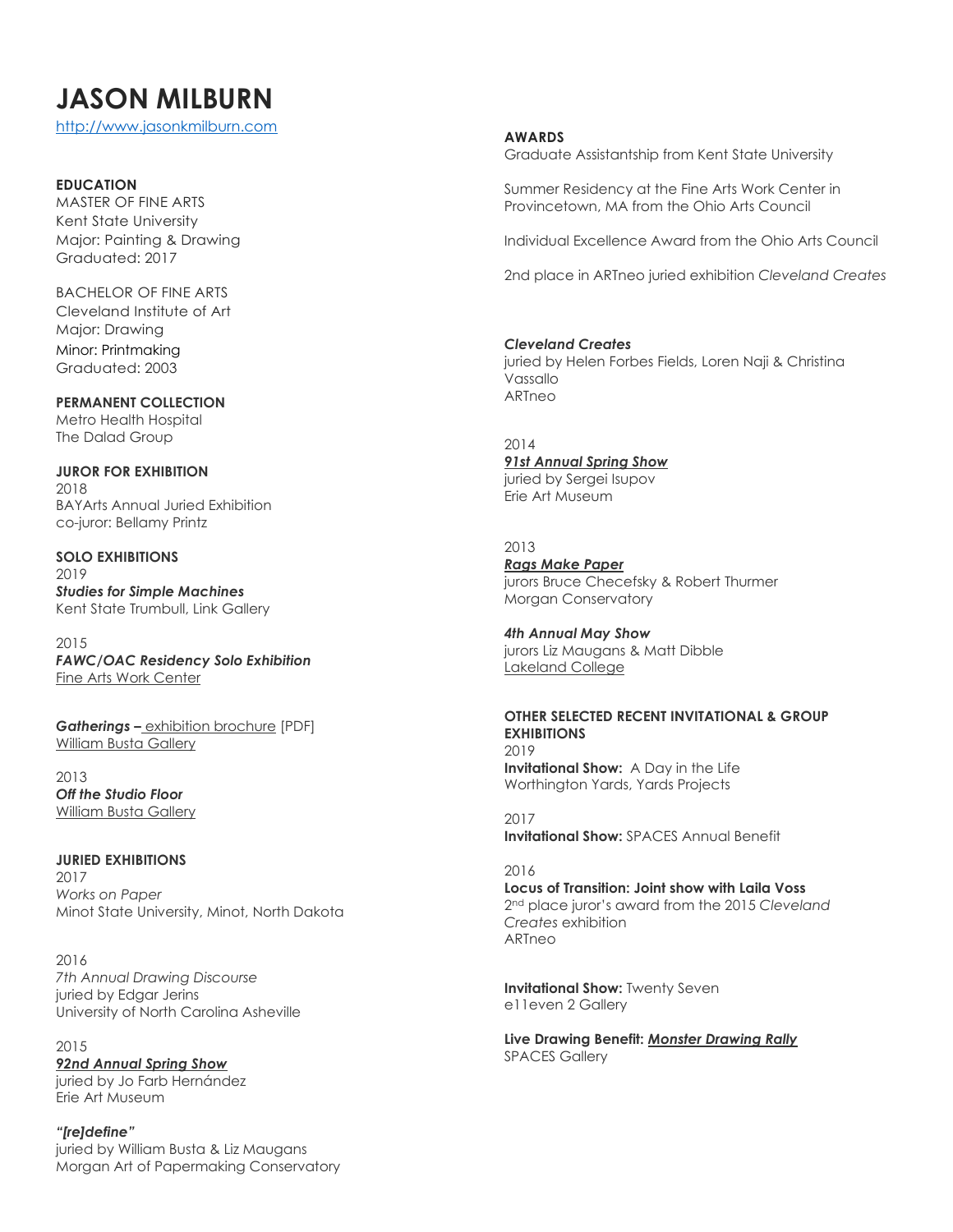# JASON MILBURN

[http://www.jasonkmilburn.com](http://www.jasonkmilburn.com)

**EDUCATION**

MASTER OF FINE ARTS
Kent State University
Major: Painting & Drawing
Graduated: 2017

BACHELOR OF FINE ARTS
Cleveland Institute of Art
Major: Drawing
Minor: Printmaking
Graduated: 2003

**PERMANENT COLLECTION**

Metro Health Hospital
The Dalad Group

**JUROR FOR EXHIBITION**

2018
BAYArts Annual Juried Exhibition
co-juror: Bellamy Printz

**SOLO EXHIBITIONS**

2019
***Studies for Simple Machines***
Kent State Trumbull, Link Gallery

2015
***FAWC/OAC Residency Solo Exhibition***
Fine Arts Work Center

***Gatherings –*** exhibition brochure [PDF]
William Busta Gallery

2013
***Off the Studio Floor***
William Busta Gallery

**JURIED EXHIBITIONS**

2017
*Works on Paper*
Minot State University, Minot, North Dakota

2016
*7th Annual Drawing Discourse*
juried by Edgar Jerins
University of North Carolina Asheville

2015
***92nd Annual Spring Show***
juried by Jo Farb Hernández
Erie Art Museum

***"[re]define"***
juried by William Busta & Liz Maugans
Morgan Art of Papermaking Conservatory

***Cleveland Creates***
juried by Helen Forbes Fields, Loren Naji & Christina Vassallo
ARTneo

2014
***91st Annual Spring Show***
juried by Sergei Isupov
Erie Art Museum

2013
***Rags Make Paper***
jurors Bruce Checefsky & Robert Thurmer
Morgan Conservatory

***4th Annual May Show***
jurors Liz Maugans & Matt Dibble
Lakeland College

**AWARDS**

Graduate Assistantship from Kent State University

Summer Residency at the Fine Arts Work Center in Provincetown, MA from the Ohio Arts Council

Individual Excellence Award from the Ohio Arts Council

2nd place in ARTneo juried exhibition *Cleveland Creates*

**OTHER SELECTED RECENT INVITATIONAL & GROUP EXHIBITIONS**

2019
**Invitational Show:** A Day in the Life
Worthington Yards, Yards Projects

2017
**Invitational Show:** SPACES Annual Benefit

2016
**Locus of Transition: Joint show with Laila Voss**
2nd place juror's award from the 2015 *Cleveland Creates* exhibition
ARTneo

**Invitational Show:** Twenty Seven
e11even 2 Gallery

**Live Drawing Benefit: *Monster Drawing Rally***
SPACES Gallery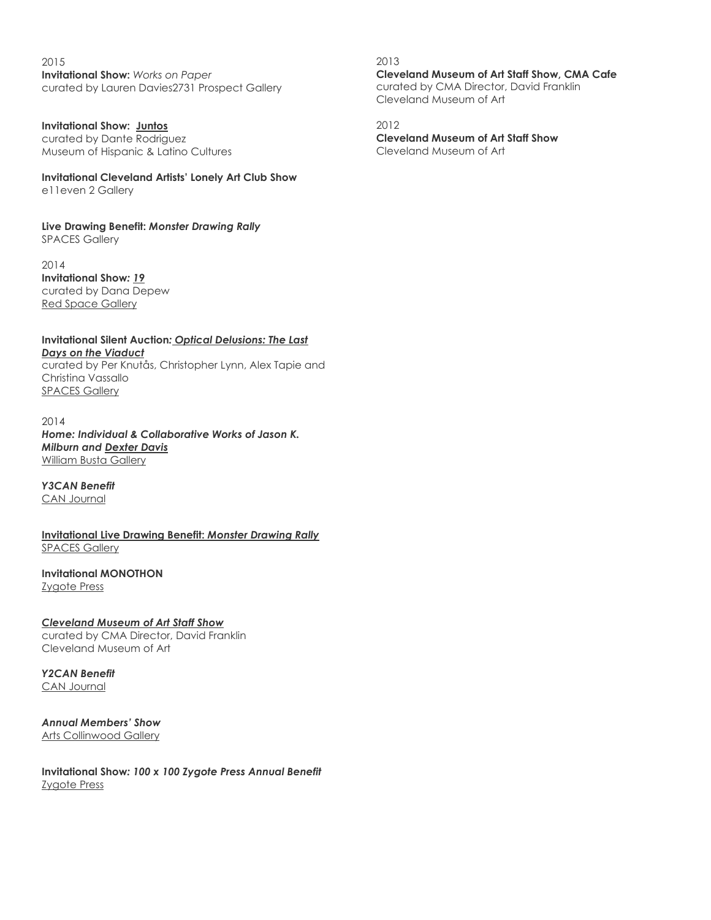2015
**Invitational Show:** *Works on Paper*
curated by Lauren Davies2731 Prospect Gallery

**Invitational Show: Juntos**
curated by Dante Rodriguez
Museum of Hispanic & Latino Cultures

**Invitational Cleveland Artists' Lonely Art Club Show**
e11even 2 Gallery

**Live Drawing Benefit: *Monster Drawing Rally***
SPACES Gallery

2014
**Invitational Show*: 19***
curated by Dana Depew
Red Space Gallery

**Invitational Silent Auction*: Optical Delusions: The Last Days on the Viaduct***
curated by Per Knutås, Christopher Lynn, Alex Tapie and Christina Vassallo
SPACES Gallery

2014
***Home: Individual & Collaborative Works of Jason K. Milburn and Dexter Davis***
William Busta Gallery

***Y3CAN Benefit***
CAN Journal

**Invitational Live Drawing Benefit: *Monster Drawing Rally***
SPACES Gallery

**Invitational MONOTHON**
Zygote Press

***Cleveland Museum of Art Staff Show***
curated by CMA Director, David Franklin
Cleveland Museum of Art

***Y2CAN Benefit***
CAN Journal

***Annual Members' Show***
Arts Collinwood Gallery

**Invitational Show*: 100 x 100 Zygote Press Annual Benefit***
Zygote Press

2013
**Cleveland Museum of Art Staff Show, CMA Cafe**
curated by CMA Director, David Franklin
Cleveland Museum of Art

2012
**Cleveland Museum of Art Staff Show**
Cleveland Museum of Art